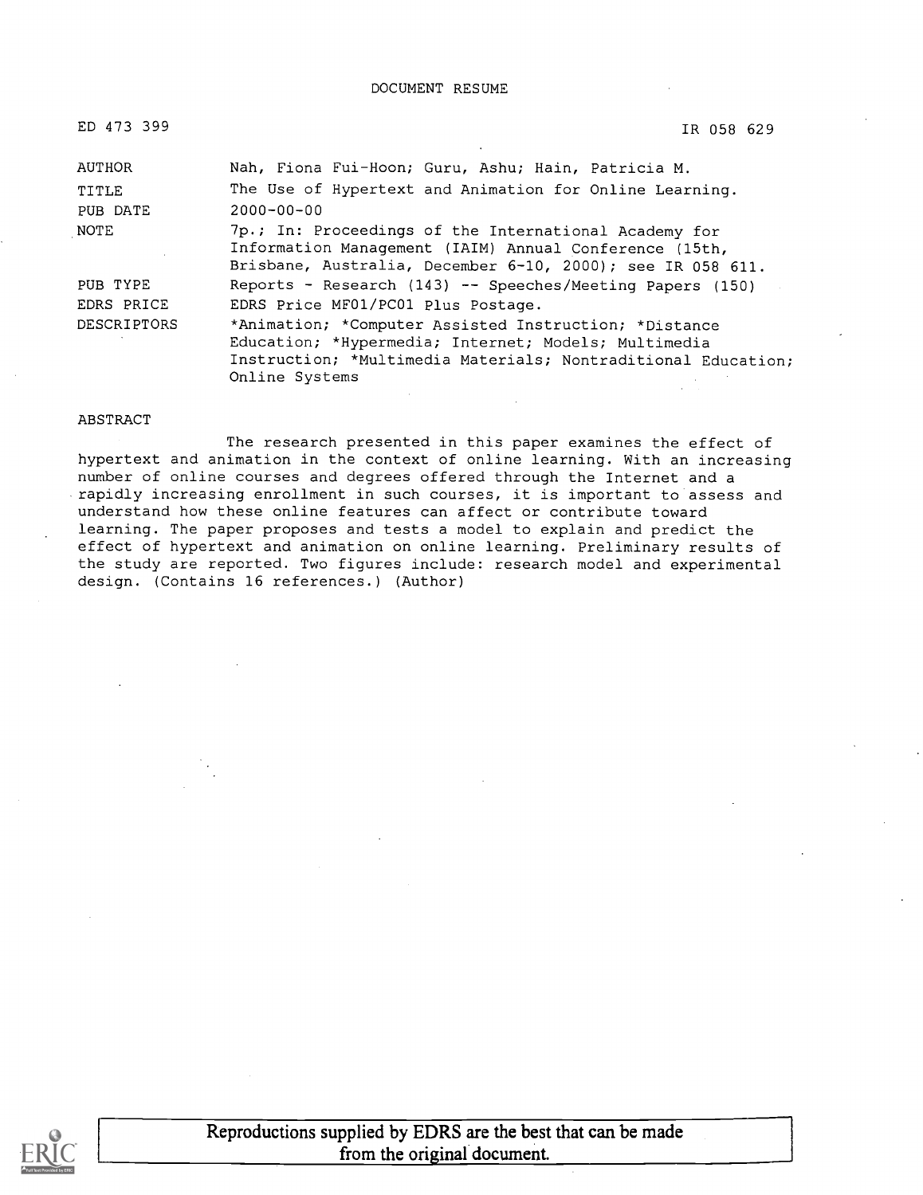DOCUMENT RESUME

ED 473 399 IR 058 629

| | |
|---|---|
| AUTHOR | Nah, Fiona Fui-Hoon; Guru, Ashu; Hain, Patricia M. |
| TITLE | The Use of Hypertext and Animation for Online Learning. |
| PUB DATE | 2000-00-00 |
| NOTE | 7p.; In: Proceedings of the International Academy for Information Management (IAIM) Annual Conference (15th, Brisbane, Australia, December 6-10, 2000); see IR 058 611. |
| PUB TYPE | Reports - Research (143) -- Speeches/Meeting Papers (150) |
| EDRS PRICE | EDRS Price MF01/PC01 Plus Postage. |
| DESCRIPTORS | *Animation; *Computer Assisted Instruction; *Distance Education; *Hypermedia; Internet; Models; Multimedia Instruction; *Multimedia Materials; Nontraditional Education; Online Systems |

ABSTRACT

The research presented in this paper examines the effect of hypertext and animation in the context of online learning. With an increasing number of online courses and degrees offered through the Internet and a rapidly increasing enrollment in such courses, it is important to assess and understand how these online features can affect or contribute toward learning. The paper proposes and tests a model to explain and predict the effect of hypertext and animation on online learning. Preliminary results of the study are reported. Two figures include: research model and experimental design. (Contains 16 references.) (Author)

Reproductions supplied by EDRS are the best that can be made from the original document.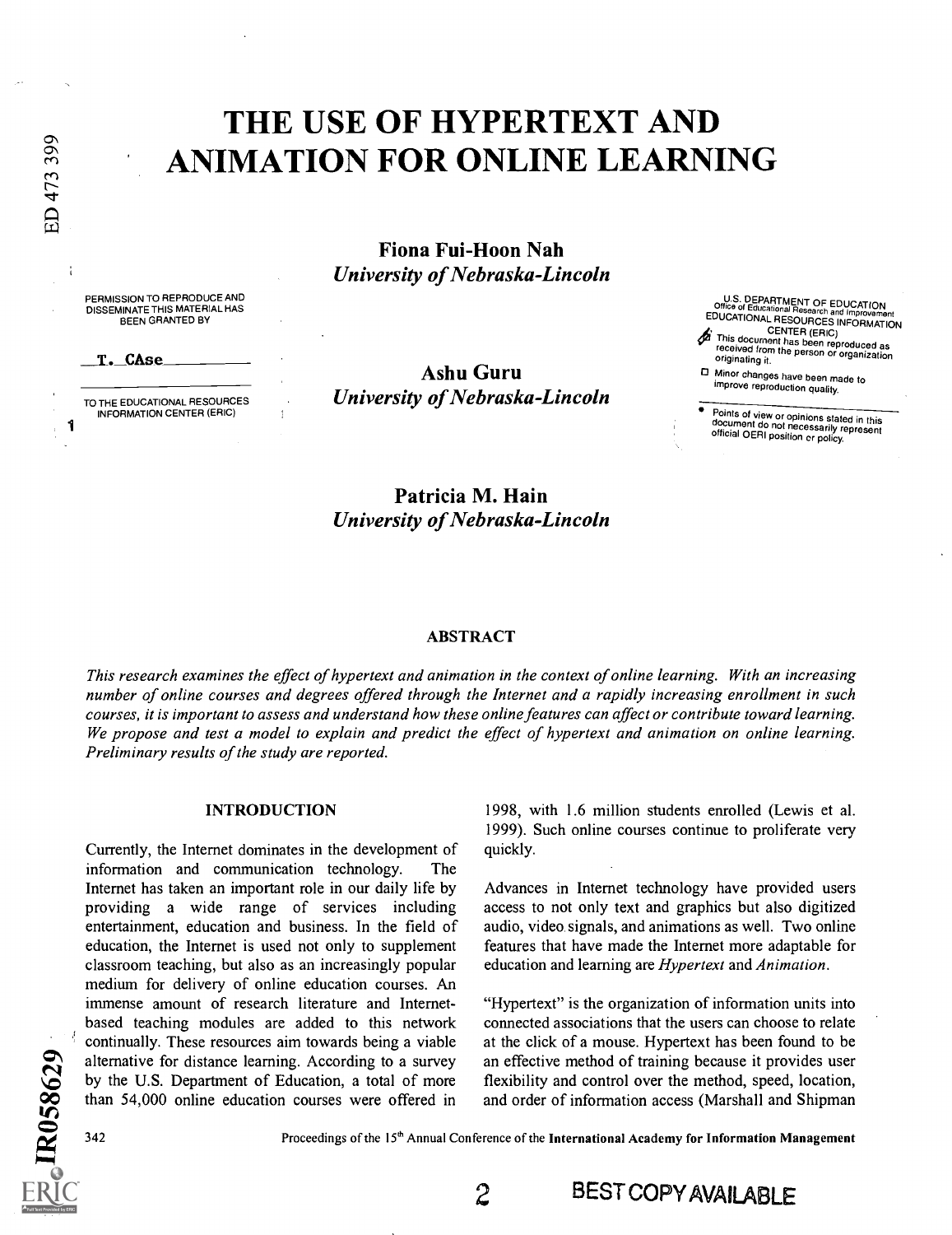# THE USE OF HYPERTEXT AND ANIMATION FOR ONLINE LEARNING

**Fiona Fui-Hoon Nah**
*University of Nebraska-Lincoln*

**Ashu Guru**
*University of Nebraska-Lincoln*

**Patricia M. Hain**
*University of Nebraska-Lincoln*

PERMISSION TO REPRODUCE AND DISSEMINATE THIS MATERIAL HAS BEEN GRANTED BY

T. CAse

TO THE EDUCATIONAL RESOURCES INFORMATION CENTER (ERIC)

U.S. DEPARTMENT OF EDUCATION
Office of Educational Research and Improvement
EDUCATIONAL RESOURCES INFORMATION CENTER (ERIC)

- This document has been reproduced as received from the person or organization originating it.
- Minor changes have been made to improve reproduction quality.
- Points of view or opinions stated in this document do not necessarily represent official OERI position or policy.

## ABSTRACT

*This research examines the effect of hypertext and animation in the context of online learning. With an increasing number of online courses and degrees offered through the Internet and a rapidly increasing enrollment in such courses, it is important to assess and understand how these online features can affect or contribute toward learning. We propose and test a model to explain and predict the effect of hypertext and animation on online learning. Preliminary results of the study are reported.*

## INTRODUCTION

Currently, the Internet dominates in the development of information and communication technology. The Internet has taken an important role in our daily life by providing a wide range of services including entertainment, education and business. In the field of education, the Internet is used not only to supplement classroom teaching, but also as an increasingly popular medium for delivery of online education courses. An immense amount of research literature and Internet-based teaching modules are added to this network continually. These resources aim towards being a viable alternative for distance learning. According to a survey by the U.S. Department of Education, a total of more than 54,000 online education courses were offered in 1998, with 1.6 million students enrolled (Lewis et al. 1999). Such online courses continue to proliferate very quickly.

Advances in Internet technology have provided users access to not only text and graphics but also digitized audio, video signals, and animations as well. Two online features that have made the Internet more adaptable for education and learning are *Hypertext* and *Animation*.

"Hypertext" is the organization of information units into connected associations that the users can choose to relate at the click of a mouse. Hypertext has been found to be an effective method of training because it provides user flexibility and control over the method, speed, location, and order of information access (Marshall and Shipman

Proceedings of the 15th Annual Conference of the **International Academy for Information Management**

BEST COPY AVAILABLE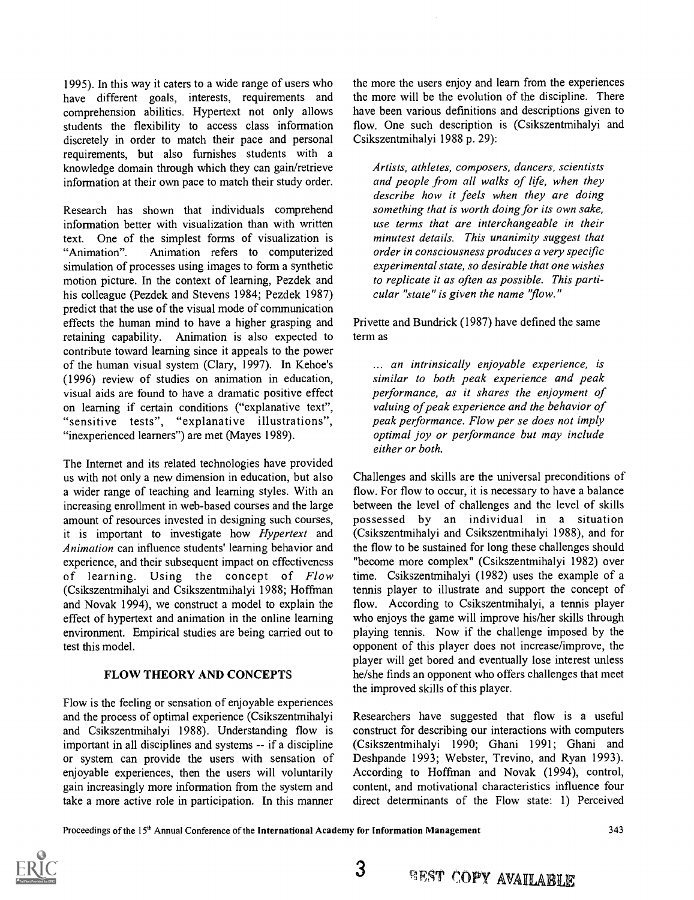1995). In this way it caters to a wide range of users who have different goals, interests, requirements and comprehension abilities. Hypertext not only allows students the flexibility to access class information discretely in order to match their pace and personal requirements, but also furnishes students with a knowledge domain through which they can gain/retrieve information at their own pace to match their study order.

Research has shown that individuals comprehend information better with visualization than with written text. One of the simplest forms of visualization is "Animation". Animation refers to computerized simulation of processes using images to form a synthetic motion picture. In the context of learning, Pezdek and his colleague (Pezdek and Stevens 1984; Pezdek 1987) predict that the use of the visual mode of communication effects the human mind to have a higher grasping and retaining capability. Animation is also expected to contribute toward learning since it appeals to the power of the human visual system (Clary, 1997). In Kehoe's (1996) review of studies on animation in education, visual aids are found to have a dramatic positive effect on learning if certain conditions ("explanative text", "sensitive tests", "explanative illustrations", "inexperienced learners") are met (Mayes 1989).

The Internet and its related technologies have provided us with not only a new dimension in education, but also a wider range of teaching and learning styles. With an increasing enrollment in web-based courses and the large amount of resources invested in designing such courses, it is important to investigate how *Hypertext* and *Animation* can influence students' learning behavior and experience, and their subsequent impact on effectiveness of learning. Using the concept of *Flow* (Csikszentmihalyi and Csikszentmihalyi 1988; Hoffman and Novak 1994), we construct a model to explain the effect of hypertext and animation in the online learning environment. Empirical studies are being carried out to test this model.

## FLOW THEORY AND CONCEPTS

Flow is the feeling or sensation of enjoyable experiences and the process of optimal experience (Csikszentmihalyi and Csikszentmihalyi 1988). Understanding flow is important in all disciplines and systems -- if a discipline or system can provide the users with sensation of enjoyable experiences, then the users will voluntarily gain increasingly more information from the system and take a more active role in participation. In this manner the more the users enjoy and learn from the experiences the more will be the evolution of the discipline. There have been various definitions and descriptions given to flow. One such description is (Csikszentmihalyi and Csikszentmihalyi 1988 p. 29):

> *Artists, athletes, composers, dancers, scientists and people from all walks of life, when they describe how it feels when they are doing something that is worth doing for its own sake, use terms that are interchangeable in their minutest details. This unanimity suggest that order in consciousness produces a very specific experimental state, so desirable that one wishes to replicate it as often as possible. This particular "state" is given the name "flow."*

Privette and Bundrick (1987) have defined the same term as

> *... an intrinsically enjoyable experience, is similar to both peak experience and peak performance, as it shares the enjoyment of valuing of peak experience and the behavior of peak performance. Flow per se does not imply optimal joy or performance but may include either or both.*

Challenges and skills are the universal preconditions of flow. For flow to occur, it is necessary to have a balance between the level of challenges and the level of skills possessed by an individual in a situation (Csikszentmihalyi and Csikszentmihalyi 1988), and for the flow to be sustained for long these challenges should "become more complex" (Csikszentmihalyi 1982) over time. Csikszentmihalyi (1982) uses the example of a tennis player to illustrate and support the concept of flow. According to Csikszentmihalyi, a tennis player who enjoys the game will improve his/her skills through playing tennis. Now if the challenge imposed by the opponent of this player does not increase/improve, the player will get bored and eventually lose interest unless he/she finds an opponent who offers challenges that meet the improved skills of this player.

Researchers have suggested that flow is a useful construct for describing our interactions with computers (Csikszentmihalyi 1990; Ghani 1991; Ghani and Deshpande 1993; Webster, Trevino, and Ryan 1993). According to Hoffman and Novak (1994), control, content, and motivational characteristics influence four direct determinants of the Flow state: 1) Perceived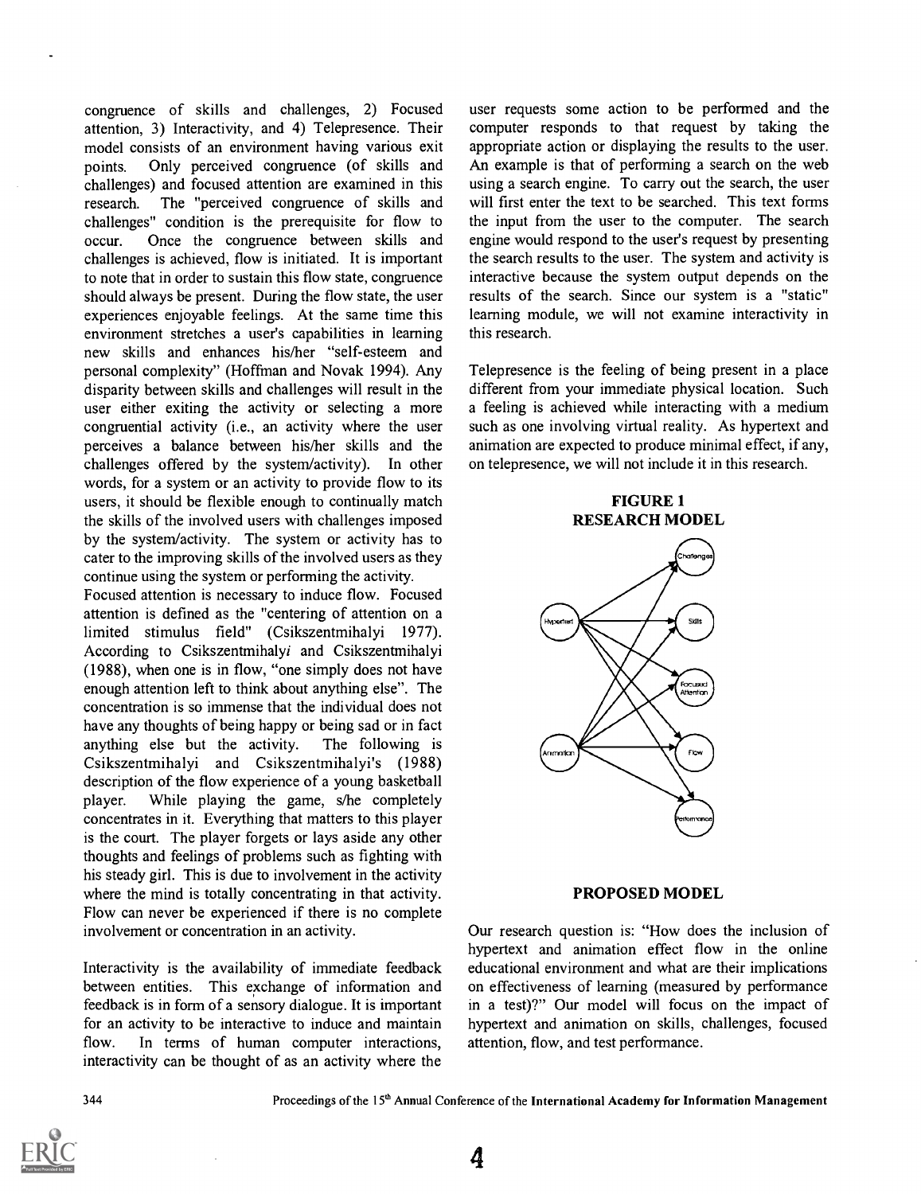congruence of skills and challenges, 2) Focused attention, 3) Interactivity, and 4) Telepresence. Their model consists of an environment having various exit points. Only perceived congruence (of skills and challenges) and focused attention are examined in this research. The "perceived congruence of skills and challenges" condition is the prerequisite for flow to occur. Once the congruence between skills and challenges is achieved, flow is initiated. It is important to note that in order to sustain this flow state, congruence should always be present. During the flow state, the user experiences enjoyable feelings. At the same time this environment stretches a user's capabilities in learning new skills and enhances his/her "self-esteem and personal complexity" (Hoffman and Novak 1994). Any disparity between skills and challenges will result in the user either exiting the activity or selecting a more congruential activity (i.e., an activity where the user perceives a balance between his/her skills and the challenges offered by the system/activity). In other words, for a system or an activity to provide flow to its users, it should be flexible enough to continually match the skills of the involved users with challenges imposed by the system/activity. The system or activity has to cater to the improving skills of the involved users as they continue using the system or performing the activity.

Focused attention is necessary to induce flow. Focused attention is defined as the "centering of attention on a limited stimulus field" (Csikszentmihalyi 1977). According to Csikszentmihalyi and Csikszentmihalyi (1988), when one is in flow, "one simply does not have enough attention left to think about anything else". The concentration is so immense that the individual does not have any thoughts of being happy or being sad or in fact anything else but the activity. The following is Csikszentmihalyi and Csikszentmihalyi's (1988) description of the flow experience of a young basketball player. While playing the game, s/he completely concentrates in it. Everything that matters to this player is the court. The player forgets or lays aside any other thoughts and feelings of problems such as fighting with his steady girl. This is due to involvement in the activity where the mind is totally concentrating in that activity. Flow can never be experienced if there is no complete involvement or concentration in an activity.

Interactivity is the availability of immediate feedback between entities. This exchange of information and feedback is in form of a sensory dialogue. It is important for an activity to be interactive to induce and maintain flow. In terms of human computer interactions, interactivity can be thought of as an activity where the user requests some action to be performed and the computer responds to that request by taking the appropriate action or displaying the results to the user. An example is that of performing a search on the web using a search engine. To carry out the search, the user will first enter the text to be searched. This text forms the input from the user to the computer. The search engine would respond to the user's request by presenting the search results to the user. The system and activity is interactive because the system output depends on the results of the search. Since our system is a "static" learning module, we will not examine interactivity in this research.

Telepresence is the feeling of being present in a place different from your immediate physical location. Such a feeling is achieved while interacting with a medium such as one involving virtual reality. As hypertext and animation are expected to produce minimal effect, if any, on telepresence, we will not include it in this research.

**FIGURE 1**
**RESEARCH MODEL**

## PROPOSED MODEL

Our research question is: "How does the inclusion of hypertext and animation effect flow in the online educational environment and what are their implications on effectiveness of learning (measured by performance in a test)?" Our model will focus on the impact of hypertext and animation on skills, challenges, focused attention, flow, and test performance.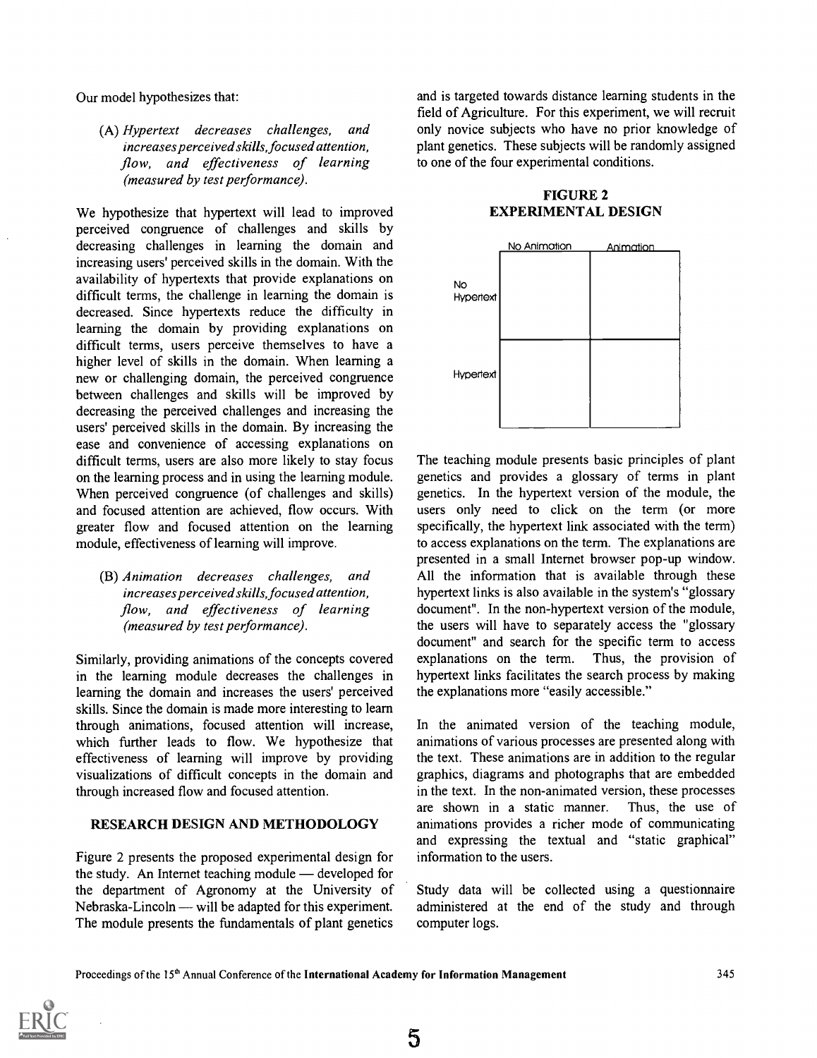Our model hypothesizes that:

> (A) *Hypertext decreases challenges, and increases perceived skills, focused attention, flow, and effectiveness of learning (measured by test performance).*

We hypothesize that hypertext will lead to improved perceived congruence of challenges and skills by decreasing challenges in learning the domain and increasing users' perceived skills in the domain. With the availability of hypertexts that provide explanations on difficult terms, the challenge in learning the domain is decreased. Since hypertexts reduce the difficulty in learning the domain by providing explanations on difficult terms, users perceive themselves to have a higher level of skills in the domain. When learning a new or challenging domain, the perceived congruence between challenges and skills will be improved by decreasing the perceived challenges and increasing the users' perceived skills in the domain. By increasing the ease and convenience of accessing explanations on difficult terms, users are also more likely to stay focus on the learning process and in using the learning module. When perceived congruence (of challenges and skills) and focused attention are achieved, flow occurs. With greater flow and focused attention on the learning module, effectiveness of learning will improve.

> (B) *Animation decreases challenges, and increases perceived skills, focused attention, flow, and effectiveness of learning (measured by test performance).*

Similarly, providing animations of the concepts covered in the learning module decreases the challenges in learning the domain and increases the users' perceived skills. Since the domain is made more interesting to learn through animations, focused attention will increase, which further leads to flow. We hypothesize that effectiveness of learning will improve by providing visualizations of difficult concepts in the domain and through increased flow and focused attention.

## RESEARCH DESIGN AND METHODOLOGY

Figure 2 presents the proposed experimental design for the study. An Internet teaching module — developed for the department of Agronomy at the University of Nebraska-Lincoln — will be adapted for this experiment. The module presents the fundamentals of plant genetics and is targeted towards distance learning students in the field of Agriculture. For this experiment, we will recruit only novice subjects who have no prior knowledge of plant genetics. These subjects will be randomly assigned to one of the four experimental conditions.

**FIGURE 2**
**EXPERIMENTAL DESIGN**

| | No Animation | Animation |
|---|---|---|
| No Hypertext | | |
| Hypertext | | |

The teaching module presents basic principles of plant genetics and provides a glossary of terms in plant genetics. In the hypertext version of the module, the users only need to click on the term (or more specifically, the hypertext link associated with the term) to access explanations on the term. The explanations are presented in a small Internet browser pop-up window. All the information that is available through these hypertext links is also available in the system's "glossary document". In the non-hypertext version of the module, the users will have to separately access the "glossary document" and search for the specific term to access explanations on the term. Thus, the provision of hypertext links facilitates the search process by making the explanations more "easily accessible."

In the animated version of the teaching module, animations of various processes are presented along with the text. These animations are in addition to the regular graphics, diagrams and photographs that are embedded in the text. In the non-animated version, these processes are shown in a static manner. Thus, the use of animations provides a richer mode of communicating and expressing the textual and "static graphical" information to the users.

Study data will be collected using a questionnaire administered at the end of the study and through computer logs.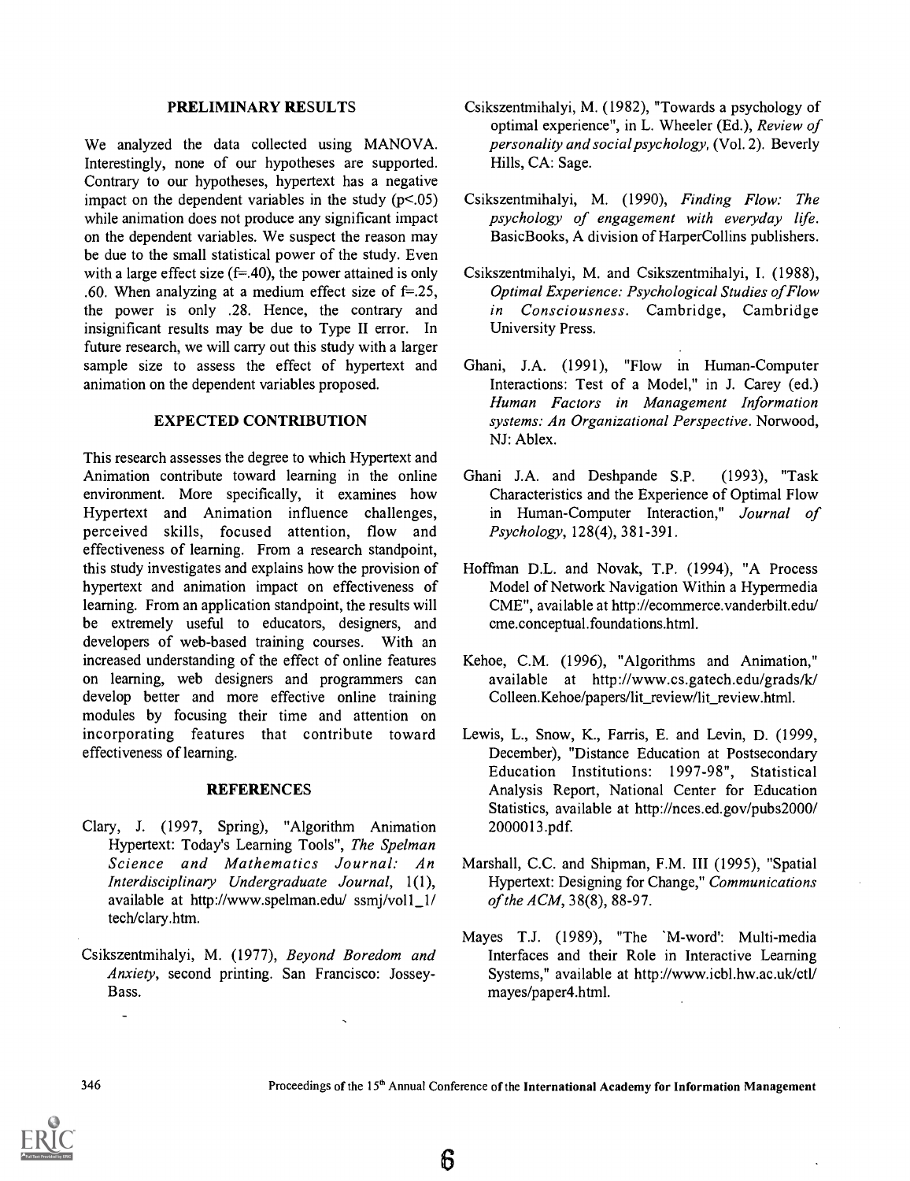## PRELIMINARY RESULTS

We analyzed the data collected using MANOVA. Interestingly, none of our hypotheses are supported. Contrary to our hypotheses, hypertext has a negative impact on the dependent variables in the study ($p<.05$) while animation does not produce any significant impact on the dependent variables. We suspect the reason may be due to the small statistical power of the study. Even with a large effect size ($f=.40$), the power attained is only .60. When analyzing at a medium effect size of $f=.25$, the power is only .28. Hence, the contrary and insignificant results may be due to Type II error. In future research, we will carry out this study with a larger sample size to assess the effect of hypertext and animation on the dependent variables proposed.

## EXPECTED CONTRIBUTION

This research assesses the degree to which Hypertext and Animation contribute toward learning in the online environment. More specifically, it examines how Hypertext and Animation influence challenges, perceived skills, focused attention, flow and effectiveness of learning. From a research standpoint, this study investigates and explains how the provision of hypertext and animation impact on effectiveness of learning. From an application standpoint, the results will be extremely useful to educators, designers, and developers of web-based training courses. With an increased understanding of the effect of online features on learning, web designers and programmers can develop better and more effective online training modules by focusing their time and attention on incorporating features that contribute toward effectiveness of learning.

## REFERENCES

Clary, J. (1997, Spring), "Algorithm Animation Hypertext: Today's Learning Tools", *The Spelman Science and Mathematics Journal: An Interdisciplinary Undergraduate Journal*, 1(1), available at http://www.spelman.edu/ ssmj/vol1_1/ tech/clary.htm.

Csikszentmihalyi, M. (1977), *Beyond Boredom and Anxiety*, second printing. San Francisco: Jossey-Bass.

Csikszentmihalyi, M. (1982), "Towards a psychology of optimal experience", in L. Wheeler (Ed.), *Review of personality and social psychology*, (Vol. 2). Beverly Hills, CA: Sage.

Csikszentmihalyi, M. (1990), *Finding Flow: The psychology of engagement with everyday life*. BasicBooks, A division of HarperCollins publishers.

Csikszentmihalyi, M. and Csikszentmihalyi, I. (1988), *Optimal Experience: Psychological Studies of Flow in Consciousness*. Cambridge, Cambridge University Press.

Ghani, J.A. (1991), "Flow in Human-Computer Interactions: Test of a Model," in J. Carey (ed.) *Human Factors in Management Information systems: An Organizational Perspective*. Norwood, NJ: Ablex.

Ghani J.A. and Deshpande S.P. (1993), "Task Characteristics and the Experience of Optimal Flow in Human-Computer Interaction," *Journal of Psychology*, 128(4), 381-391.

Hoffman D.L. and Novak, T.P. (1994), "A Process Model of Network Navigation Within a Hypermedia CME", available at http://ecommerce.vanderbilt.edu/ cme.conceptual.foundations.html.

Kehoe, C.M. (1996), "Algorithms and Animation," available at http://www.cs.gatech.edu/grads/k/ Colleen.Kehoe/papers/lit_review/lit_review.html.

Lewis, L., Snow, K., Farris, E. and Levin, D. (1999, December), "Distance Education at Postsecondary Education Institutions: 1997-98", Statistical Analysis Report, National Center for Education Statistics, available at http://nces.ed.gov/pubs2000/ 2000013.pdf.

Marshall, C.C. and Shipman, F.M. III (1995), "Spatial Hypertext: Designing for Change," *Communications of the ACM*, 38(8), 88-97.

Mayes T.J. (1989), "The 'M-word': Multi-media Interfaces and their Role in Interactive Learning Systems," available at http://www.icbl.hw.ac.uk/ctl/ mayes/paper4.html.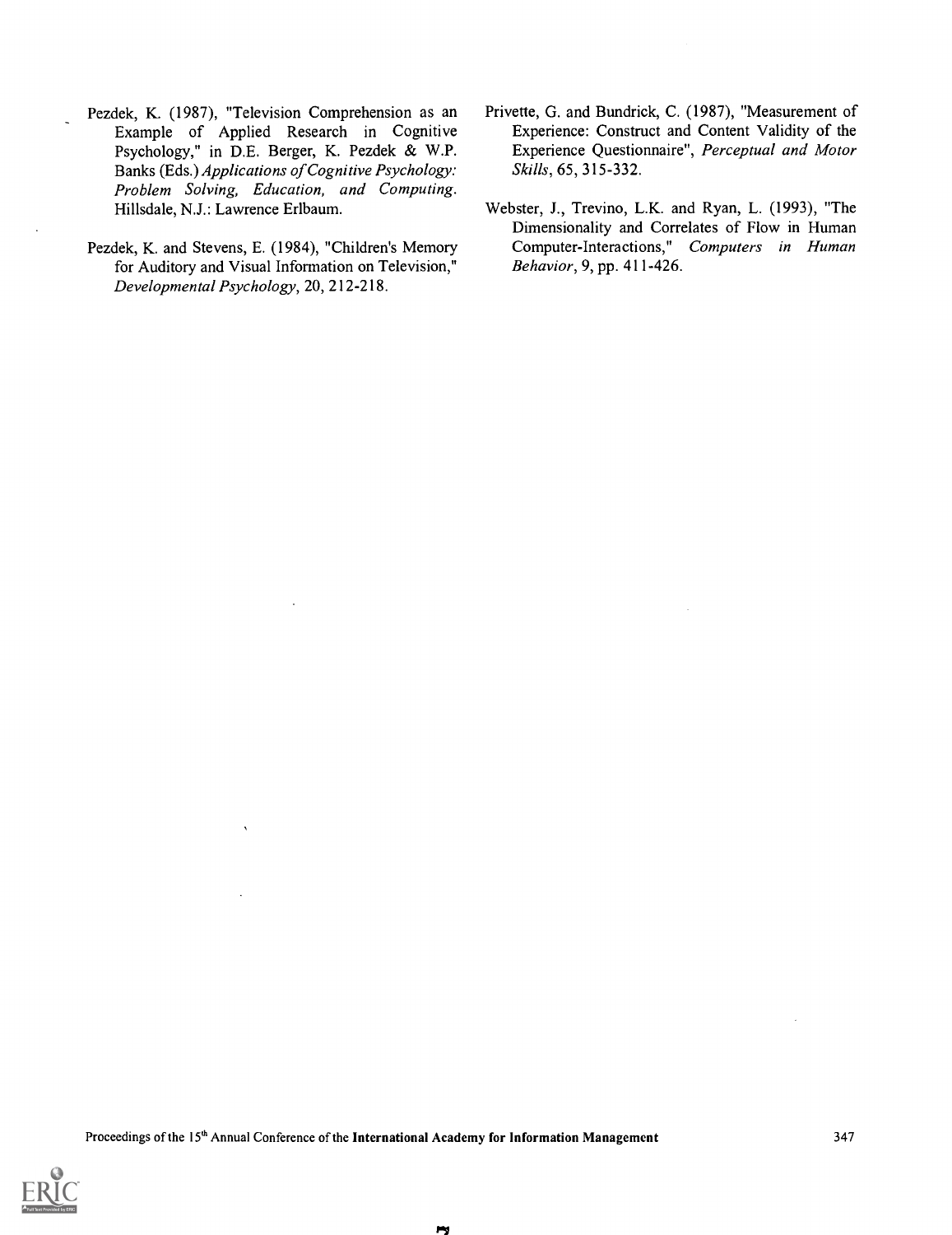Pezdek, K. (1987), "Television Comprehension as an Example of Applied Research in Cognitive Psychology," in D.E. Berger, K. Pezdek & W.P. Banks (Eds.) *Applications of Cognitive Psychology: Problem Solving, Education, and Computing*. Hillsdale, N.J.: Lawrence Erlbaum.

Pezdek, K. and Stevens, E. (1984), "Children's Memory for Auditory and Visual Information on Television," *Developmental Psychology*, 20, 212-218.

Privette, G. and Bundrick, C. (1987), "Measurement of Experience: Construct and Content Validity of the Experience Questionnaire", *Perceptual and Motor Skills*, 65, 315-332.

Webster, J., Trevino, L.K. and Ryan, L. (1993), "The Dimensionality and Correlates of Flow in Human Computer-Interactions," *Computers in Human Behavior*, 9, pp. 411-426.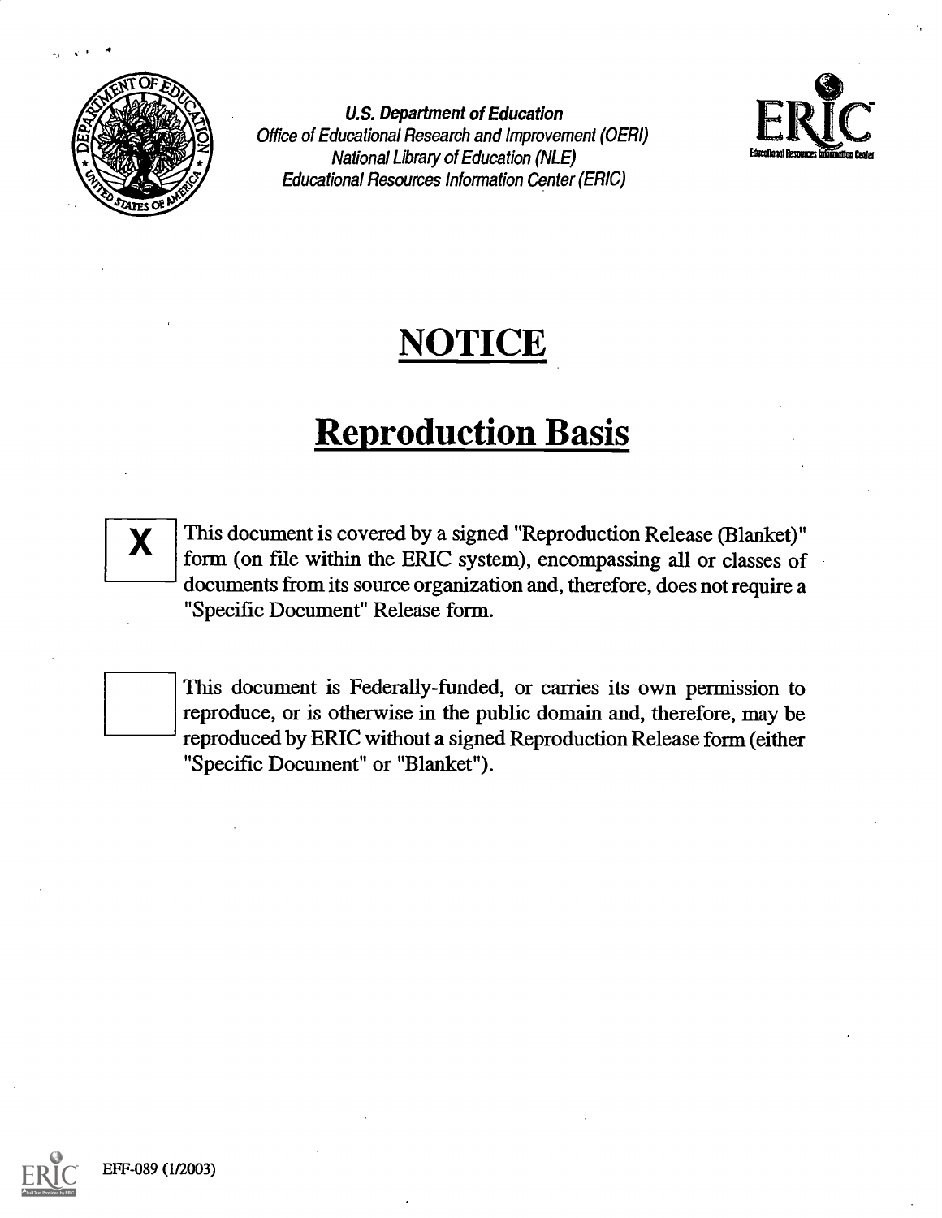U.S. Department of Education
*Office of Educational Research and Improvement (OERI)*
*National Library of Education (NLE)*
*Educational Resources Information Center (ERIC)*

# NOTICE

# Reproduction Basis

- [X] This document is covered by a signed "Reproduction Release (Blanket)" form (on file within the ERIC system), encompassing all or classes of documents from its source organization and, therefore, does not require a "Specific Document" Release form.

- [ ] This document is Federally-funded, or carries its own permission to reproduce, or is otherwise in the public domain and, therefore, may be reproduced by ERIC without a signed Reproduction Release form (either "Specific Document" or "Blanket").

EFF-089 (1/2003)